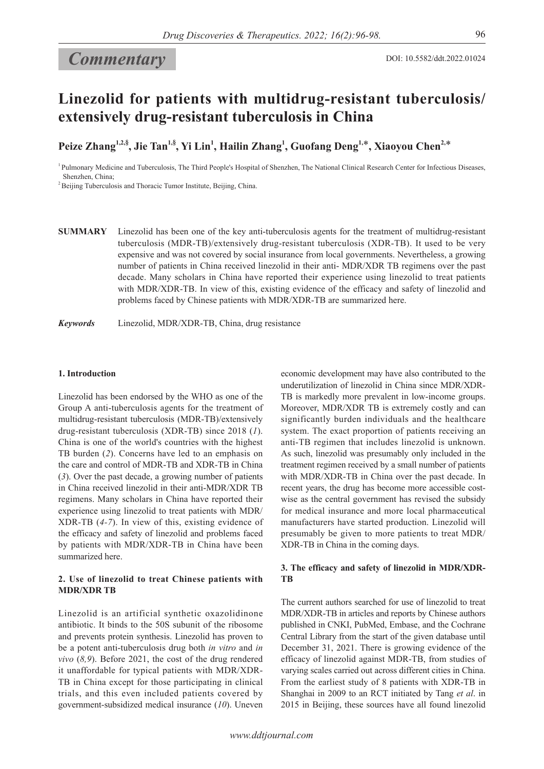*Commentary*

DOI: 10.5582/ddt.2022.01024

# Linezolid for patients with multidrug-resistant tuberculosis/extensively drug-resistant tuberculosis in China

**Peize Zhang[1,2,§], Jie Tan[1,§], Yi Lin[1], Hailin Zhang[1], Guofang Deng[1,*], Xiaoyou Chen[2,*]**

[1] Pulmonary Medicine and Tuberculosis, The Third People's Hospital of Shenzhen, The National Clinical Research Center for Infectious Diseases, Shenzhen, China;

[2] Beijing Tuberculosis and Thoracic Tumor Institute, Beijing, China.

**SUMMARY** Linezolid has been one of the key anti-tuberculosis agents for the treatment of multidrug-resistant tuberculosis (MDR-TB)/extensively drug-resistant tuberculosis (XDR-TB). It used to be very expensive and was not covered by social insurance from local governments. Nevertheless, a growing number of patients in China received linezolid in their anti- MDR/XDR TB regimens over the past decade. Many scholars in China have reported their experience using linezolid to treat patients with MDR/XDR-TB. In view of this, existing evidence of the efficacy and safety of linezolid and problems faced by Chinese patients with MDR/XDR-TB are summarized here.

***Keywords*** Linezolid, MDR/XDR-TB, China, drug resistance

## 1. Introduction

Linezolid has been endorsed by the WHO as one of the Group A anti-tuberculosis agents for the treatment of multidrug-resistant tuberculosis (MDR-TB)/extensively drug-resistant tuberculosis (XDR-TB) since 2018 (*1*). China is one of the world's countries with the highest TB burden (*2*). Concerns have led to an emphasis on the care and control of MDR-TB and XDR-TB in China (*3*). Over the past decade, a growing number of patients in China received linezolid in their anti-MDR/XDR TB regimens. Many scholars in China have reported their experience using linezolid to treat patients with MDR/XDR-TB (*4-7*). In view of this, existing evidence of the efficacy and safety of linezolid and problems faced by patients with MDR/XDR-TB in China have been summarized here.

## 2. Use of linezolid to treat Chinese patients with MDR/XDR TB

Linezolid is an artificial synthetic oxazolidinone antibiotic. It binds to the 50S subunit of the ribosome and prevents protein synthesis. Linezolid has proven to be a potent anti-tuberculosis drug both *in vitro* and *in vivo* (*8,9*). Before 2021, the cost of the drug rendered it unaffordable for typical patients with MDR/XDR-TB in China except for those participating in clinical trials, and this even included patients covered by government-subsidized medical insurance (*10*). Uneven economic development may have also contributed to the underutilization of linezolid in China since MDR/XDR-TB is markedly more prevalent in low-income groups. Moreover, MDR/XDR TB is extremely costly and can significantly burden individuals and the healthcare system. The exact proportion of patients receiving an anti-TB regimen that includes linezolid is unknown. As such, linezolid was presumably only included in the treatment regimen received by a small number of patients with MDR/XDR-TB in China over the past decade. In recent years, the drug has become more accessible cost-wise as the central government has revised the subsidy for medical insurance and more local pharmaceutical manufacturers have started production. Linezolid will presumably be given to more patients to treat MDR/XDR-TB in China in the coming days.

## 3. The efficacy and safety of linezolid in MDR/XDR-TB

The current authors searched for use of linezolid to treat MDR/XDR-TB in articles and reports by Chinese authors published in CNKI, PubMed, Embase, and the Cochrane Central Library from the start of the given database until December 31, 2021. There is growing evidence of the efficacy of linezolid against MDR-TB, from studies of varying scales carried out across different cities in China. From the earliest study of 8 patients with XDR-TB in Shanghai in 2009 to an RCT initiated by Tang *et al*. in 2015 in Beijing, these sources have all found linezolid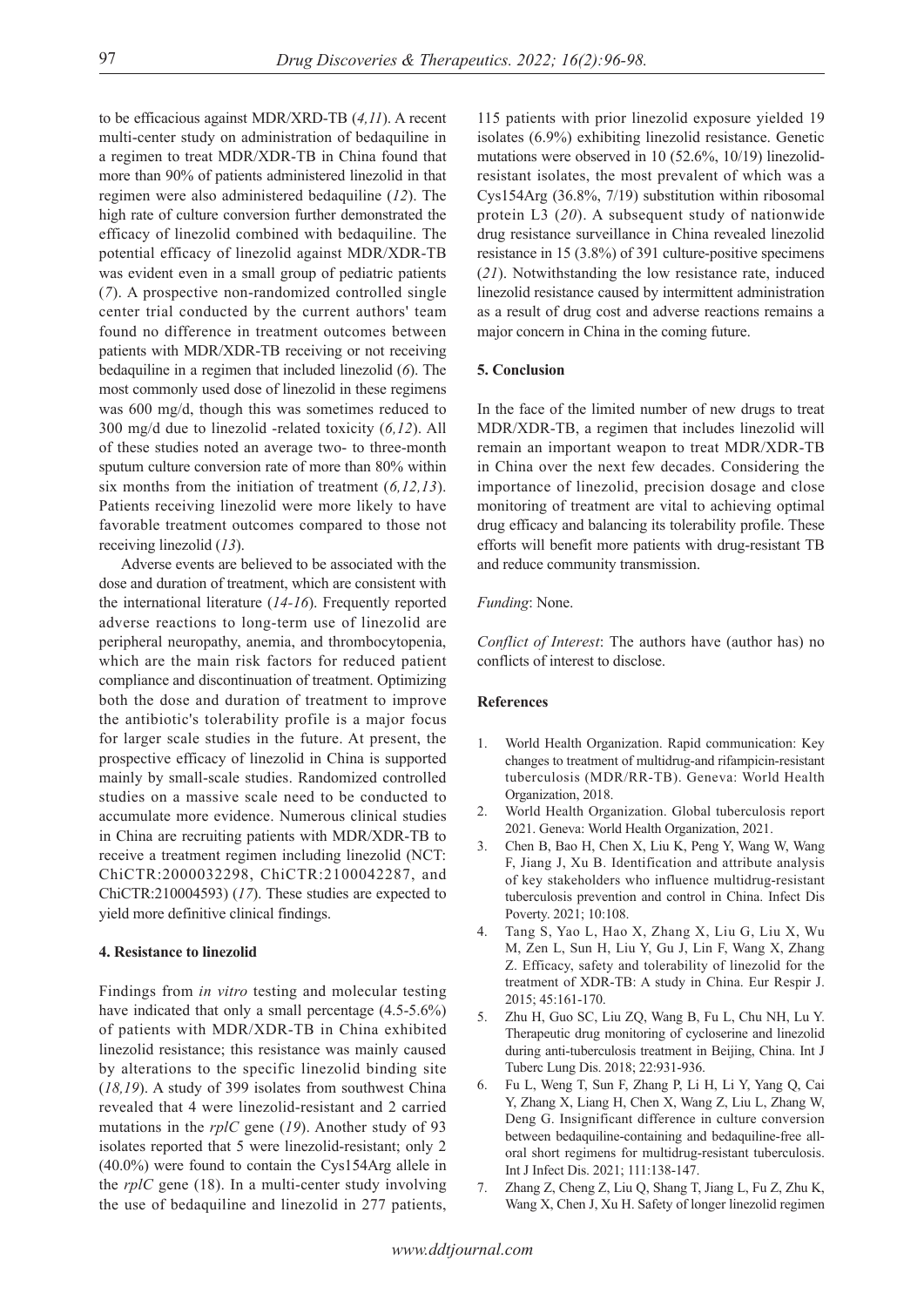to be efficacious against MDR/XRD-TB (*4,11*). A recent multi-center study on administration of bedaquiline in a regimen to treat MDR/XDR-TB in China found that more than 90% of patients administered linezolid in that regimen were also administered bedaquiline (*12*). The high rate of culture conversion further demonstrated the efficacy of linezolid combined with bedaquiline. The potential efficacy of linezolid against MDR/XDR-TB was evident even in a small group of pediatric patients (*7*). A prospective non-randomized controlled single center trial conducted by the current authors' team found no difference in treatment outcomes between patients with MDR/XDR-TB receiving or not receiving bedaquiline in a regimen that included linezolid (*6*). The most commonly used dose of linezolid in these regimens was 600 mg/d, though this was sometimes reduced to 300 mg/d due to linezolid -related toxicity (*6,12*). All of these studies noted an average two- to three-month sputum culture conversion rate of more than 80% within six months from the initiation of treatment (*6,12,13*). Patients receiving linezolid were more likely to have favorable treatment outcomes compared to those not receiving linezolid (*13*).

Adverse events are believed to be associated with the dose and duration of treatment, which are consistent with the international literature (*14-16*). Frequently reported adverse reactions to long-term use of linezolid are peripheral neuropathy, anemia, and thrombocytopenia, which are the main risk factors for reduced patient compliance and discontinuation of treatment. Optimizing both the dose and duration of treatment to improve the antibiotic's tolerability profile is a major focus for larger scale studies in the future. At present, the prospective efficacy of linezolid in China is supported mainly by small-scale studies. Randomized controlled studies on a massive scale need to be conducted to accumulate more evidence. Numerous clinical studies in China are recruiting patients with MDR/XDR-TB to receive a treatment regimen including linezolid (NCT: ChiCTR:2000032298, ChiCTR:2100042287, and ChiCTR:210004593) (*17*). These studies are expected to yield more definitive clinical findings.

#### 4. Resistance to linezolid

Findings from *in vitro* testing and molecular testing have indicated that only a small percentage (4.5-5.6%) of patients with MDR/XDR-TB in China exhibited linezolid resistance; this resistance was mainly caused by alterations to the specific linezolid binding site (*18,19*). A study of 399 isolates from southwest China revealed that 4 were linezolid-resistant and 2 carried mutations in the *rplC* gene (*19*). Another study of 93 isolates reported that 5 were linezolid-resistant; only 2 (40.0%) were found to contain the Cys154Arg allele in the *rplC* gene (18). In a multi-center study involving the use of bedaquiline and linezolid in 277 patients, 115 patients with prior linezolid exposure yielded 19 isolates (6.9%) exhibiting linezolid resistance. Genetic mutations were observed in 10 (52.6%, 10/19) linezolid-resistant isolates, the most prevalent of which was a Cys154Arg (36.8%, 7/19) substitution within ribosomal protein L3 (*20*). A subsequent study of nationwide drug resistance surveillance in China revealed linezolid resistance in 15 (3.8%) of 391 culture-positive specimens (*21*). Notwithstanding the low resistance rate, induced linezolid resistance caused by intermittent administration as a result of drug cost and adverse reactions remains a major concern in China in the coming future.

#### 5. Conclusion

In the face of the limited number of new drugs to treat MDR/XDR-TB, a regimen that includes linezolid will remain an important weapon to treat MDR/XDR-TB in China over the next few decades. Considering the importance of linezolid, precision dosage and close monitoring of treatment are vital to achieving optimal drug efficacy and balancing its tolerability profile. These efforts will benefit more patients with drug-resistant TB and reduce community transmission.

*Funding*: None.

*Conflict of Interest*: The authors have (author has) no conflicts of interest to disclose.

#### References

1. World Health Organization. Rapid communication: Key changes to treatment of multidrug-and rifampicin-resistant tuberculosis (MDR/RR-TB). Geneva: World Health Organization, 2018.
2. World Health Organization. Global tuberculosis report 2021. Geneva: World Health Organization, 2021.
3. Chen B, Bao H, Chen X, Liu K, Peng Y, Wang W, Wang F, Jiang J, Xu B. Identification and attribute analysis of key stakeholders who influence multidrug-resistant tuberculosis prevention and control in China. Infect Dis Poverty. 2021; 10:108.
4. Tang S, Yao L, Hao X, Zhang X, Liu G, Liu X, Wu M, Zen L, Sun H, Liu Y, Gu J, Lin F, Wang X, Zhang Z. Efficacy, safety and tolerability of linezolid for the treatment of XDR-TB: A study in China. Eur Respir J. 2015; 45:161-170.
5. Zhu H, Guo SC, Liu ZQ, Wang B, Fu L, Chu NH, Lu Y. Therapeutic drug monitoring of cycloserine and linezolid during anti-tuberculosis treatment in Beijing, China. Int J Tuberc Lung Dis. 2018; 22:931-936.
6. Fu L, Weng T, Sun F, Zhang P, Li H, Li Y, Yang Q, Cai Y, Zhang X, Liang H, Chen X, Wang Z, Liu L, Zhang W, Deng G. Insignificant difference in culture conversion between bedaquiline-containing and bedaquiline-free all-oral short regimens for multidrug-resistant tuberculosis. Int J Infect Dis. 2021; 111:138-147.
7. Zhang Z, Cheng Z, Liu Q, Shang T, Jiang L, Fu Z, Zhu K, Wang X, Chen J, Xu H. Safety of longer linezolid regimen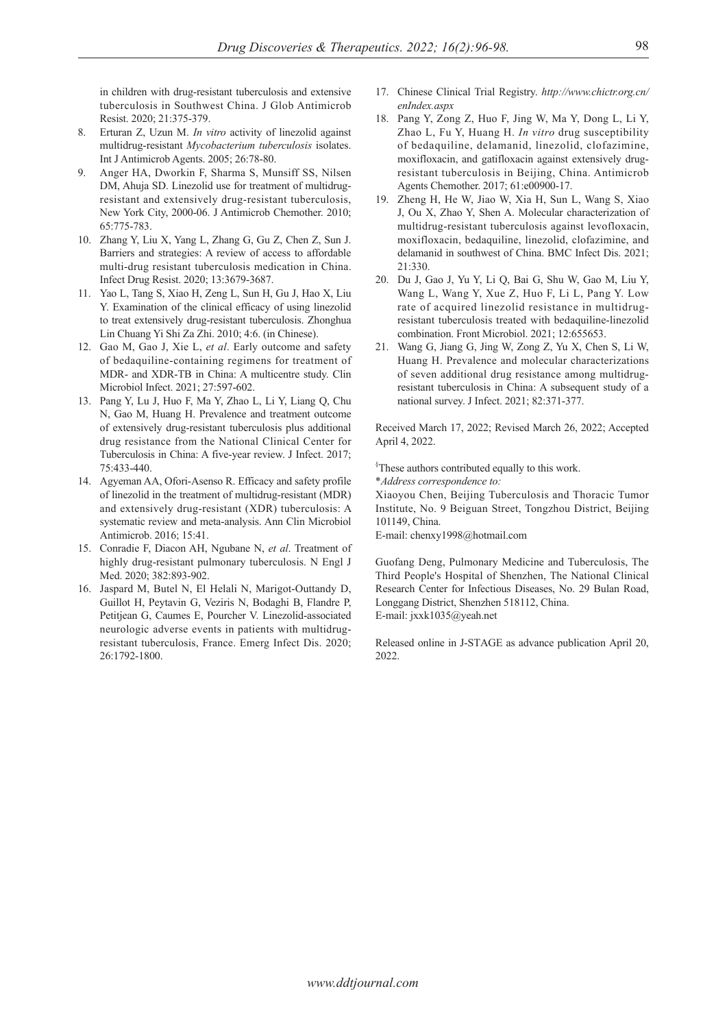in children with drug-resistant tuberculosis and extensive tuberculosis in Southwest China. J Glob Antimicrob Resist. 2020; 21:375-379.

8. Erturan Z, Uzun M. *In vitro* activity of linezolid against multidrug-resistant *Mycobacterium tuberculosis* isolates. Int J Antimicrob Agents. 2005; 26:78-80.
9. Anger HA, Dworkin F, Sharma S, Munsiff SS, Nilsen DM, Ahuja SD. Linezolid use for treatment of multidrug-resistant and extensively drug-resistant tuberculosis, New York City, 2000-06. J Antimicrob Chemother. 2010; 65:775-783.
10. Zhang Y, Liu X, Yang L, Zhang G, Gu Z, Chen Z, Sun J. Barriers and strategies: A review of access to affordable multi-drug resistant tuberculosis medication in China. Infect Drug Resist. 2020; 13:3679-3687.
11. Yao L, Tang S, Xiao H, Zeng L, Sun H, Gu J, Hao X, Liu Y. Examination of the clinical efficacy of using linezolid to treat extensively drug-resistant tuberculosis. Zhonghua Lin Chuang Yi Shi Za Zhi. 2010; 4:6. (in Chinese).
12. Gao M, Gao J, Xie L, *et al*. Early outcome and safety of bedaquiline-containing regimens for treatment of MDR- and XDR-TB in China: A multicentre study. Clin Microbiol Infect. 2021; 27:597-602.
13. Pang Y, Lu J, Huo F, Ma Y, Zhao L, Li Y, Liang Q, Chu N, Gao M, Huang H. Prevalence and treatment outcome of extensively drug-resistant tuberculosis plus additional drug resistance from the National Clinical Center for Tuberculosis in China: A five-year review. J Infect. 2017; 75:433-440.
14. Agyeman AA, Ofori-Asenso R. Efficacy and safety profile of linezolid in the treatment of multidrug-resistant (MDR) and extensively drug-resistant (XDR) tuberculosis: A systematic review and meta-analysis. Ann Clin Microbiol Antimicrob. 2016; 15:41.
15. Conradie F, Diacon AH, Ngubane N, *et al*. Treatment of highly drug-resistant pulmonary tuberculosis. N Engl J Med. 2020; 382:893-902.
16. Jaspard M, Butel N, El Helali N, Marigot-Outtandy D, Guillot H, Peytavin G, Veziris N, Bodaghi B, Flandre P, Petitjean G, Caumes E, Pourcher V. Linezolid-associated neurologic adverse events in patients with multidrug-resistant tuberculosis, France. Emerg Infect Dis. 2020; 26:1792-1800.
17. Chinese Clinical Trial Registry. *http://www.chictr.org.cn/enIndex.aspx*
18. Pang Y, Zong Z, Huo F, Jing W, Ma Y, Dong L, Li Y, Zhao L, Fu Y, Huang H. *In vitro* drug susceptibility of bedaquiline, delamanid, linezolid, clofazimine, moxifloxacin, and gatifloxacin against extensively drug-resistant tuberculosis in Beijing, China. Antimicrob Agents Chemother. 2017; 61:e00900-17.
19. Zheng H, He W, Jiao W, Xia H, Sun L, Wang S, Xiao J, Ou X, Zhao Y, Shen A. Molecular characterization of multidrug-resistant tuberculosis against levofloxacin, moxifloxacin, bedaquiline, linezolid, clofazimine, and delamanid in southwest of China. BMC Infect Dis. 2021; 21:330.
20. Du J, Gao J, Yu Y, Li Q, Bai G, Shu W, Gao M, Liu Y, Wang L, Wang Y, Xue Z, Huo F, Li L, Pang Y. Low rate of acquired linezolid resistance in multidrug-resistant tuberculosis treated with bedaquiline-linezolid combination. Front Microbiol. 2021; 12:655653.
21. Wang G, Jiang G, Jing W, Zong Z, Yu X, Chen S, Li W, Huang H. Prevalence and molecular characterizations of seven additional drug resistance among multidrug-resistant tuberculosis in China: A subsequent study of a national survey. J Infect. 2021; 82:371-377.

Received March 17, 2022; Revised March 26, 2022; Accepted April 4, 2022.

[§]These authors contributed equally to this work.

\**Address correspondence to:*

Xiaoyou Chen, Beijing Tuberculosis and Thoracic Tumor Institute, No. 9 Beiguan Street, Tongzhou District, Beijing 101149, China.

E-mail: chenxy1998@hotmail.com

Guofang Deng, Pulmonary Medicine and Tuberculosis, The Third People's Hospital of Shenzhen, The National Clinical Research Center for Infectious Diseases, No. 29 Bulan Road, Longgang District, Shenzhen 518112, China.

E-mail: jxxk1035@yeah.net

Released online in J-STAGE as advance publication April 20, 2022.